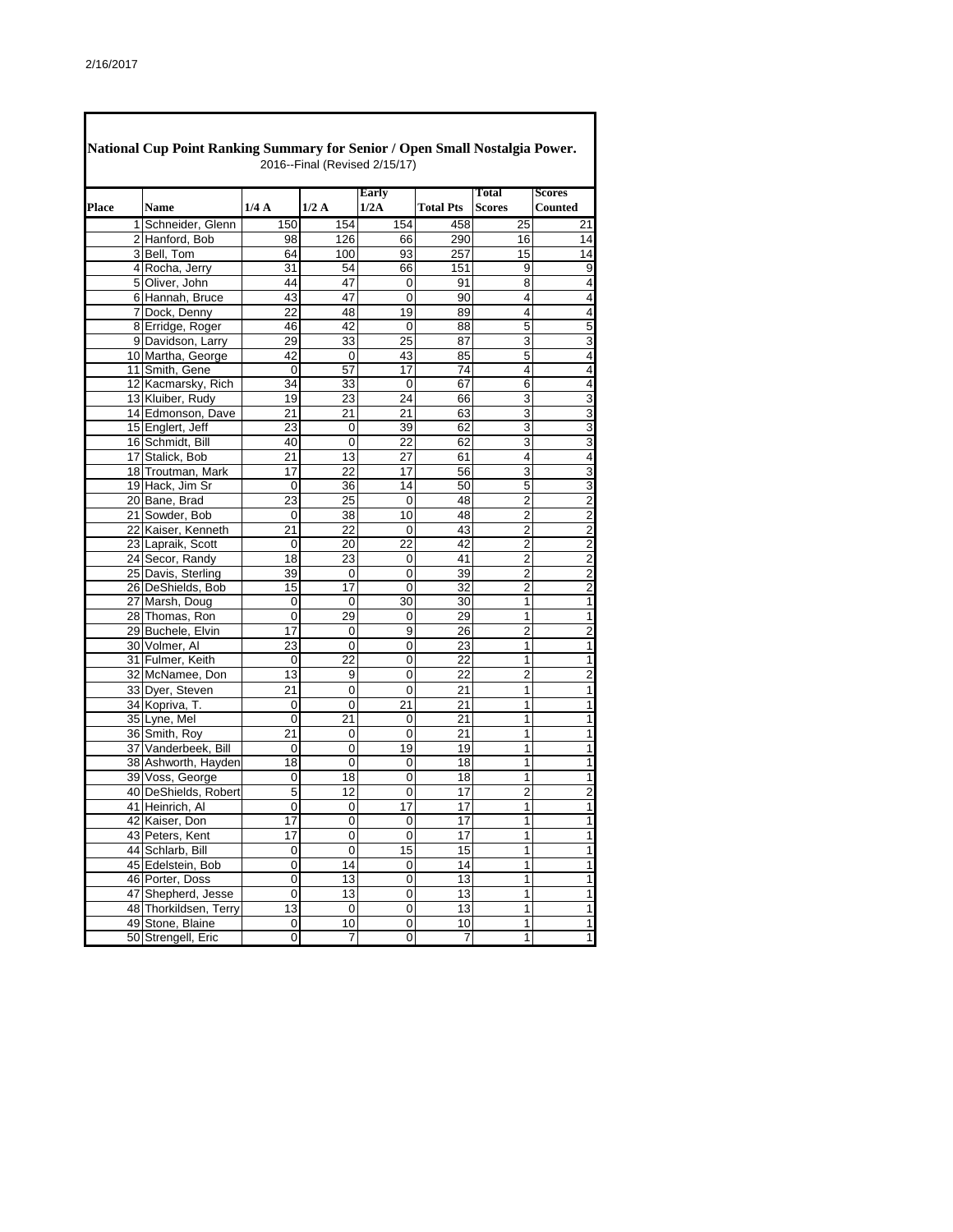## National Cup Point Ranking Summary for Senior / Open Small Nostalgia Power.

2016--Final (Revised 2/15/17)

| Place | Name | 1/4 A | 1/2 A | Early 1/2A | Total Pts | Total Scores | Scores Counted |
|---|---|---|---|---|---|---|---|
| 1 | Schneider, Glenn | 150 | 154 | 154 | 458 | 25 | 21 |
| 2 | Hanford, Bob | 98 | 126 | 66 | 290 | 16 | 14 |
| 3 | Bell, Tom | 64 | 100 | 93 | 257 | 15 | 14 |
| 4 | Rocha, Jerry | 31 | 54 | 66 | 151 | 9 | 9 |
| 5 | Oliver, John | 44 | 47 | 0 | 91 | 8 | 4 |
| 6 | Hannah, Bruce | 43 | 47 | 0 | 90 | 4 | 4 |
| 7 | Dock, Denny | 22 | 48 | 19 | 89 | 4 | 4 |
| 8 | Erridge, Roger | 46 | 42 | 0 | 88 | 5 | 5 |
| 9 | Davidson, Larry | 29 | 33 | 25 | 87 | 3 | 3 |
| 10 | Martha, George | 42 | 0 | 43 | 85 | 5 | 4 |
| 11 | Smith, Gene | 0 | 57 | 17 | 74 | 4 | 4 |
| 12 | Kacmarsky, Rich | 34 | 33 | 0 | 67 | 6 | 4 |
| 13 | Kluiber, Rudy | 19 | 23 | 24 | 66 | 3 | 3 |
| 14 | Edmonson, Dave | 21 | 21 | 21 | 63 | 3 | 3 |
| 15 | Englert, Jeff | 23 | 0 | 39 | 62 | 3 | 3 |
| 16 | Schmidt, Bill | 40 | 0 | 22 | 62 | 3 | 3 |
| 17 | Stalick, Bob | 21 | 13 | 27 | 61 | 4 | 4 |
| 18 | Troutman, Mark | 17 | 22 | 17 | 56 | 3 | 3 |
| 19 | Hack, Jim Sr | 0 | 36 | 14 | 50 | 5 | 3 |
| 20 | Bane, Brad | 23 | 25 | 0 | 48 | 2 | 2 |
| 21 | Sowder, Bob | 0 | 38 | 10 | 48 | 2 | 2 |
| 22 | Kaiser, Kenneth | 21 | 22 | 0 | 43 | 2 | 2 |
| 23 | Lapraik, Scott | 0 | 20 | 22 | 42 | 2 | 2 |
| 24 | Secor, Randy | 18 | 23 | 0 | 41 | 2 | 2 |
| 25 | Davis, Sterling | 39 | 0 | 0 | 39 | 2 | 2 |
| 26 | DeShields, Bob | 15 | 17 | 0 | 32 | 2 | 2 |
| 27 | Marsh, Doug | 0 | 0 | 30 | 30 | 1 | 1 |
| 28 | Thomas, Ron | 0 | 29 | 0 | 29 | 1 | 1 |
| 29 | Buchele, Elvin | 17 | 0 | 9 | 26 | 2 | 2 |
| 30 | Volmer, Al | 23 | 0 | 0 | 23 | 1 | 1 |
| 31 | Fulmer, Keith | 0 | 22 | 0 | 22 | 1 | 1 |
| 32 | McNamee, Don | 13 | 9 | 0 | 22 | 2 | 2 |
| 33 | Dyer, Steven | 21 | 0 | 0 | 21 | 1 | 1 |
| 34 | Kopriva, T. | 0 | 0 | 21 | 21 | 1 | 1 |
| 35 | Lyne, Mel | 0 | 21 | 0 | 21 | 1 | 1 |
| 36 | Smith, Roy | 21 | 0 | 0 | 21 | 1 | 1 |
| 37 | Vanderbeek, Bill | 0 | 0 | 19 | 19 | 1 | 1 |
| 38 | Ashworth, Hayden | 18 | 0 | 0 | 18 | 1 | 1 |
| 39 | Voss, George | 0 | 18 | 0 | 18 | 1 | 1 |
| 40 | DeShields, Robert | 5 | 12 | 0 | 17 | 2 | 2 |
| 41 | Heinrich, Al | 0 | 0 | 17 | 17 | 1 | 1 |
| 42 | Kaiser, Don | 17 | 0 | 0 | 17 | 1 | 1 |
| 43 | Peters, Kent | 17 | 0 | 0 | 17 | 1 | 1 |
| 44 | Schlarb, Bill | 0 | 0 | 15 | 15 | 1 | 1 |
| 45 | Edelstein, Bob | 0 | 14 | 0 | 14 | 1 | 1 |
| 46 | Porter, Doss | 0 | 13 | 0 | 13 | 1 | 1 |
| 47 | Shepherd, Jesse | 0 | 13 | 0 | 13 | 1 | 1 |
| 48 | Thorkildsen, Terry | 13 | 0 | 0 | 13 | 1 | 1 |
| 49 | Stone, Blaine | 0 | 10 | 0 | 10 | 1 | 1 |
| 50 | Strengell, Eric | 0 | 7 | 0 | 7 | 1 | 1 |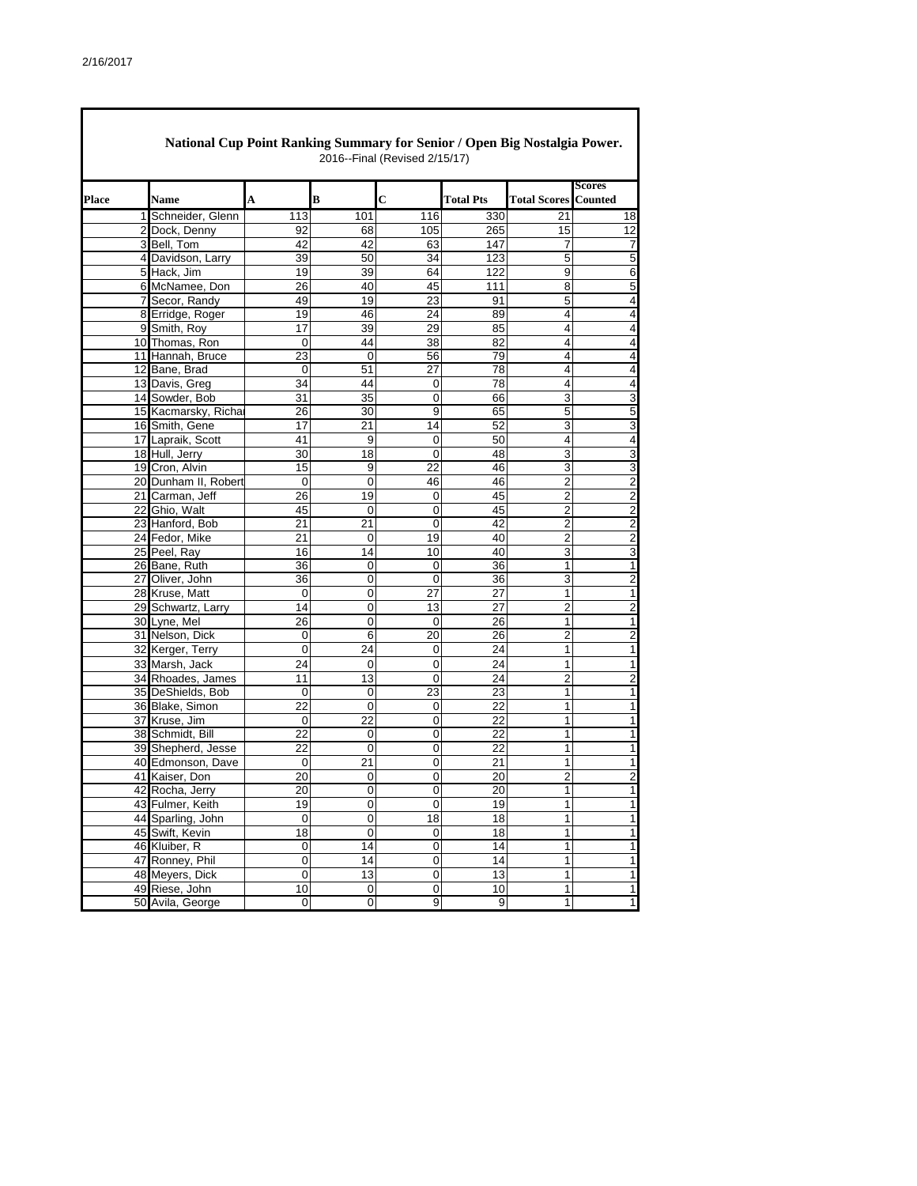## National Cup Point Ranking Summary for Senior / Open Big Nostalgia Power.

2016--Final (Revised 2/15/17)

| Place | Name | A | B | C | Total Pts | Total Scores | Scores Counted |
|---|---|---|---|---|---|---|---|
| 1 | Schneider, Glenn | 113 | 101 | 116 | 330 | 21 | 18 |
| 2 | Dock, Denny | 92 | 68 | 105 | 265 | 15 | 12 |
| 3 | Bell, Tom | 42 | 42 | 63 | 147 | 7 | 7 |
| 4 | Davidson, Larry | 39 | 50 | 34 | 123 | 5 | 5 |
| 5 | Hack, Jim | 19 | 39 | 64 | 122 | 9 | 6 |
| 6 | McNamee, Don | 26 | 40 | 45 | 111 | 8 | 5 |
| 7 | Secor, Randy | 49 | 19 | 23 | 91 | 5 | 4 |
| 8 | Erridge, Roger | 19 | 46 | 24 | 89 | 4 | 4 |
| 9 | Smith, Roy | 17 | 39 | 29 | 85 | 4 | 4 |
| 10 | Thomas, Ron | 0 | 44 | 38 | 82 | 4 | 4 |
| 11 | Hannah, Bruce | 23 | 0 | 56 | 79 | 4 | 4 |
| 12 | Bane, Brad | 0 | 51 | 27 | 78 | 4 | 4 |
| 13 | Davis, Greg | 34 | 44 | 0 | 78 | 4 | 4 |
| 14 | Sowder, Bob | 31 | 35 | 0 | 66 | 3 | 3 |
| 15 | Kacmarsky, Richa | 26 | 30 | 9 | 65 | 5 | 5 |
| 16 | Smith, Gene | 17 | 21 | 14 | 52 | 3 | 3 |
| 17 | Lapraik, Scott | 41 | 9 | 0 | 50 | 4 | 4 |
| 18 | Hull, Jerry | 30 | 18 | 0 | 48 | 3 | 3 |
| 19 | Cron, Alvin | 15 | 9 | 22 | 46 | 3 | 3 |
| 20 | Dunham II, Robert | 0 | 0 | 46 | 46 | 2 | 2 |
| 21 | Carman, Jeff | 26 | 19 | 0 | 45 | 2 | 2 |
| 22 | Ghio, Walt | 45 | 0 | 0 | 45 | 2 | 2 |
| 23 | Hanford, Bob | 21 | 21 | 0 | 42 | 2 | 2 |
| 24 | Fedor, Mike | 21 | 0 | 19 | 40 | 2 | 2 |
| 25 | Peel, Ray | 16 | 14 | 10 | 40 | 3 | 3 |
| 26 | Bane, Ruth | 36 | 0 | 0 | 36 | 1 | 1 |
| 27 | Oliver, John | 36 | 0 | 0 | 36 | 3 | 2 |
| 28 | Kruse, Matt | 0 | 0 | 27 | 27 | 1 | 1 |
| 29 | Schwartz, Larry | 14 | 0 | 13 | 27 | 2 | 2 |
| 30 | Lyne, Mel | 26 | 0 | 0 | 26 | 1 | 1 |
| 31 | Nelson, Dick | 0 | 6 | 20 | 26 | 2 | 2 |
| 32 | Kerger, Terry | 0 | 24 | 0 | 24 | 1 | 1 |
| 33 | Marsh, Jack | 24 | 0 | 0 | 24 | 1 | 1 |
| 34 | Rhoades, James | 11 | 13 | 0 | 24 | 2 | 2 |
| 35 | DeShields, Bob | 0 | 0 | 23 | 23 | 1 | 1 |
| 36 | Blake, Simon | 22 | 0 | 0 | 22 | 1 | 1 |
| 37 | Kruse, Jim | 0 | 22 | 0 | 22 | 1 | 1 |
| 38 | Schmidt, Bill | 22 | 0 | 0 | 22 | 1 | 1 |
| 39 | Shepherd, Jesse | 22 | 0 | 0 | 22 | 1 | 1 |
| 40 | Edmonson, Dave | 0 | 21 | 0 | 21 | 1 | 1 |
| 41 | Kaiser, Don | 20 | 0 | 0 | 20 | 2 | 2 |
| 42 | Rocha, Jerry | 20 | 0 | 0 | 20 | 1 | 1 |
| 43 | Fulmer, Keith | 19 | 0 | 0 | 19 | 1 | 1 |
| 44 | Sparling, John | 0 | 0 | 18 | 18 | 1 | 1 |
| 45 | Swift, Kevin | 18 | 0 | 0 | 18 | 1 | 1 |
| 46 | Kluiber, R | 0 | 14 | 0 | 14 | 1 | 1 |
| 47 | Ronney, Phil | 0 | 14 | 0 | 14 | 1 | 1 |
| 48 | Meyers, Dick | 0 | 13 | 0 | 13 | 1 | 1 |
| 49 | Riese, John | 10 | 0 | 0 | 10 | 1 | 1 |
| 50 | Avila, George | 0 | 0 | 9 | 9 | 1 | 1 |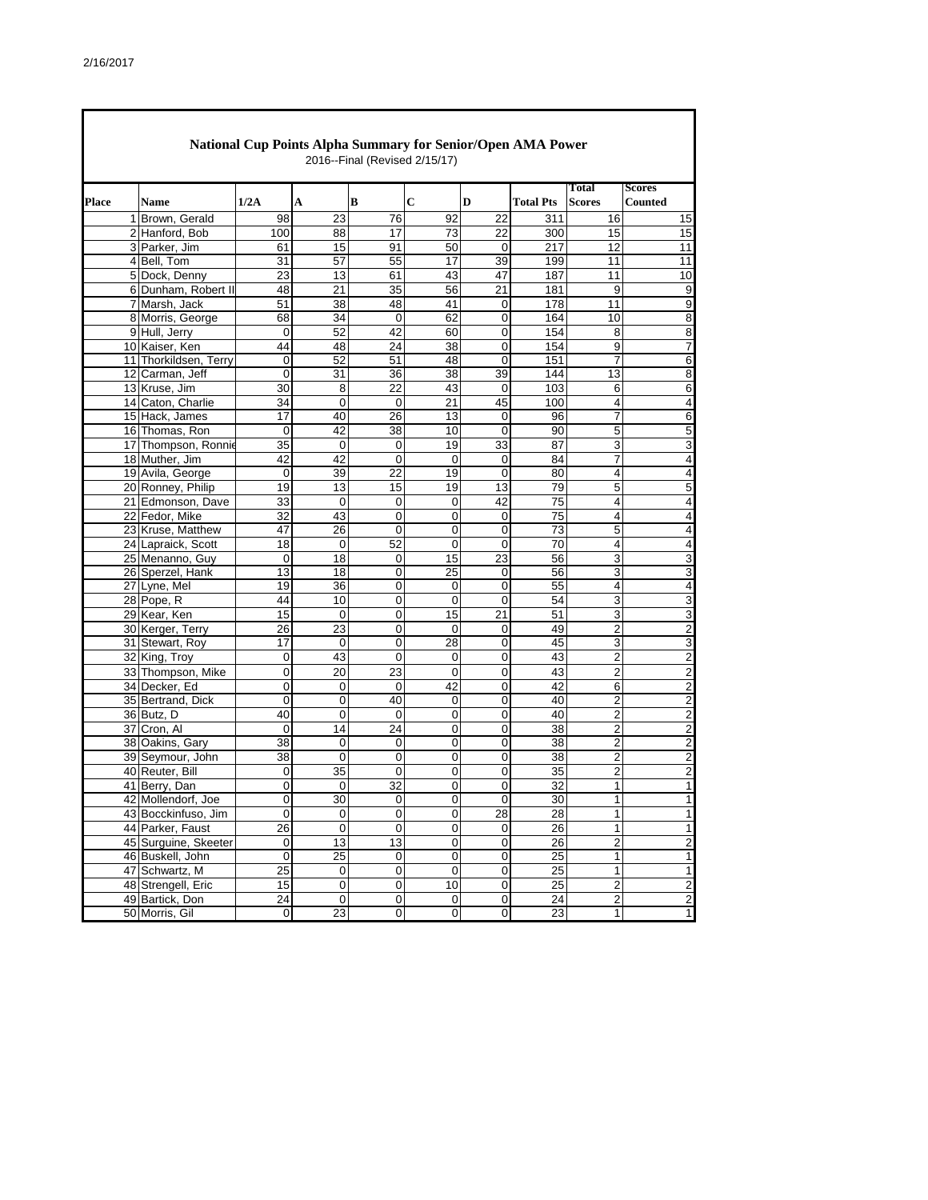## National Cup Points Alpha Summary for Senior/Open AMA Power

2016--Final (Revised 2/15/17)

| Place | Name | 1/2A | A | B | C | D | Total Pts | Total Scores | Scores Counted |
|---|---|---|---|---|---|---|---|---|---|
| 1 | Brown, Gerald | 98 | 23 | 76 | 92 | 22 | 311 | 16 | 15 |
| 2 | Hanford, Bob | 100 | 88 | 17 | 73 | 22 | 300 | 15 | 15 |
| 3 | Parker, Jim | 61 | 15 | 91 | 50 | 0 | 217 | 12 | 11 |
| 4 | Bell, Tom | 31 | 57 | 55 | 17 | 39 | 199 | 11 | 11 |
| 5 | Dock, Denny | 23 | 13 | 61 | 43 | 47 | 187 | 11 | 10 |
| 6 | Dunham, Robert II | 48 | 21 | 35 | 56 | 21 | 181 | 9 | 9 |
| 7 | Marsh, Jack | 51 | 38 | 48 | 41 | 0 | 178 | 11 | 9 |
| 8 | Morris, George | 68 | 34 | 0 | 62 | 0 | 164 | 10 | 8 |
| 9 | Hull, Jerry | 0 | 52 | 42 | 60 | 0 | 154 | 8 | 8 |
| 10 | Kaiser, Ken | 44 | 48 | 24 | 38 | 0 | 154 | 9 | 7 |
| 11 | Thorkildsen, Terry | 0 | 52 | 51 | 48 | 0 | 151 | 7 | 6 |
| 12 | Carman, Jeff | 0 | 31 | 36 | 38 | 39 | 144 | 13 | 8 |
| 13 | Kruse, Jim | 30 | 8 | 22 | 43 | 0 | 103 | 6 | 6 |
| 14 | Caton, Charlie | 34 | 0 | 0 | 21 | 45 | 100 | 4 | 4 |
| 15 | Hack, James | 17 | 40 | 26 | 13 | 0 | 96 | 7 | 6 |
| 16 | Thomas, Ron | 0 | 42 | 38 | 10 | 0 | 90 | 5 | 5 |
| 17 | Thompson, Ronnie | 35 | 0 | 0 | 19 | 33 | 87 | 3 | 3 |
| 18 | Muther, Jim | 42 | 42 | 0 | 0 | 0 | 84 | 7 | 4 |
| 19 | Avila, George | 0 | 39 | 22 | 19 | 0 | 80 | 4 | 4 |
| 20 | Ronney, Philip | 19 | 13 | 15 | 19 | 13 | 79 | 5 | 5 |
| 21 | Edmonson, Dave | 33 | 0 | 0 | 0 | 42 | 75 | 4 | 4 |
| 22 | Fedor, Mike | 32 | 43 | 0 | 0 | 0 | 75 | 4 | 4 |
| 23 | Kruse, Matthew | 47 | 26 | 0 | 0 | 0 | 73 | 5 | 4 |
| 24 | Lapraick, Scott | 18 | 0 | 52 | 0 | 0 | 70 | 4 | 4 |
| 25 | Menanno, Guy | 0 | 18 | 0 | 15 | 23 | 56 | 3 | 3 |
| 26 | Sperzel, Hank | 13 | 18 | 0 | 25 | 0 | 56 | 3 | 3 |
| 27 | Lyne, Mel | 19 | 36 | 0 | 0 | 0 | 55 | 4 | 4 |
| 28 | Pope, R | 44 | 10 | 0 | 0 | 0 | 54 | 3 | 3 |
| 29 | Kear, Ken | 15 | 0 | 0 | 15 | 21 | 51 | 3 | 3 |
| 30 | Kerger, Terry | 26 | 23 | 0 | 0 | 0 | 49 | 2 | 2 |
| 31 | Stewart, Roy | 17 | 0 | 0 | 28 | 0 | 45 | 3 | 3 |
| 32 | King, Troy | 0 | 43 | 0 | 0 | 0 | 43 | 2 | 2 |
| 33 | Thompson, Mike | 0 | 20 | 23 | 0 | 0 | 43 | 2 | 2 |
| 34 | Decker, Ed | 0 | 0 | 0 | 42 | 0 | 42 | 6 | 2 |
| 35 | Bertrand, Dick | 0 | 0 | 40 | 0 | 0 | 40 | 2 | 2 |
| 36 | Butz, D | 40 | 0 | 0 | 0 | 0 | 40 | 2 | 2 |
| 37 | Cron, Al | 0 | 14 | 24 | 0 | 0 | 38 | 2 | 2 |
| 38 | Oakins, Gary | 38 | 0 | 0 | 0 | 0 | 38 | 2 | 2 |
| 39 | Seymour, John | 38 | 0 | 0 | 0 | 0 | 38 | 2 | 2 |
| 40 | Reuter, Bill | 0 | 35 | 0 | 0 | 0 | 35 | 2 | 2 |
| 41 | Berry, Dan | 0 | 0 | 32 | 0 | 0 | 32 | 1 | 1 |
| 42 | Mollendorf, Joe | 0 | 30 | 0 | 0 | 0 | 30 | 1 | 1 |
| 43 | Bocckinfuso, Jim | 0 | 0 | 0 | 0 | 28 | 28 | 1 | 1 |
| 44 | Parker, Faust | 26 | 0 | 0 | 0 | 0 | 26 | 1 | 1 |
| 45 | Surguine, Skeeter | 0 | 13 | 13 | 0 | 0 | 26 | 2 | 2 |
| 46 | Buskell, John | 0 | 25 | 0 | 0 | 0 | 25 | 1 | 1 |
| 47 | Schwartz, M | 25 | 0 | 0 | 0 | 0 | 25 | 1 | 1 |
| 48 | Strengell, Eric | 15 | 0 | 0 | 10 | 0 | 25 | 2 | 2 |
| 49 | Bartick, Don | 24 | 0 | 0 | 0 | 0 | 24 | 2 | 2 |
| 50 | Morris, Gil | 0 | 23 | 0 | 0 | 0 | 23 | 1 | 1 |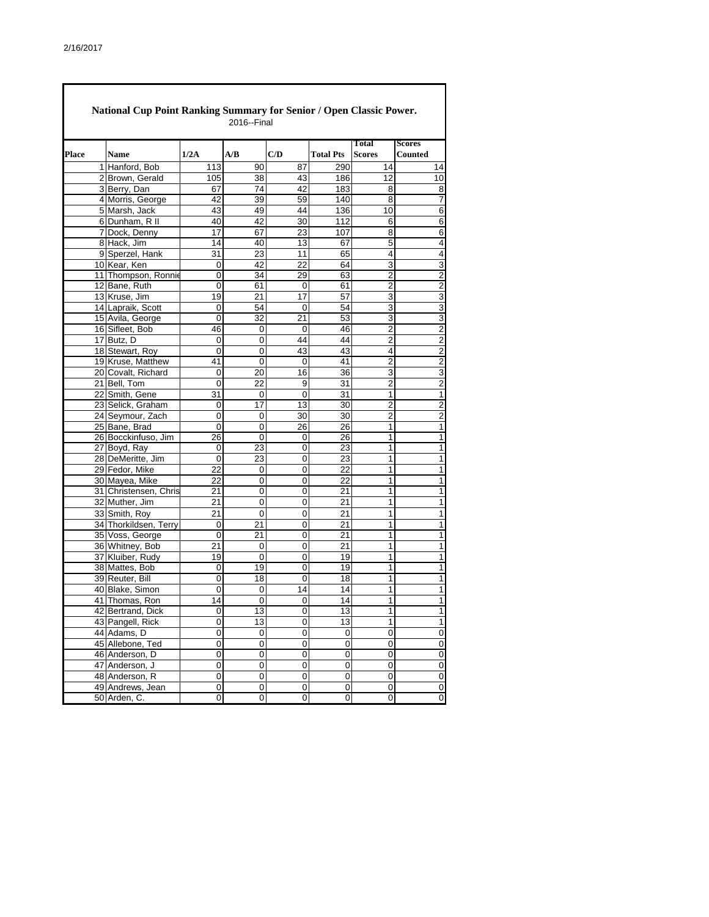## National Cup Point Ranking Summary for Senior / Open Classic Power.

2016--Final

| Place | Name | 1/2A | A/B | C/D | Total Pts | Total Scores | Scores Counted |
|---|---|---|---|---|---|---|---|
| 1 | Hanford, Bob | 113 | 90 | 87 | 290 | 14 | 14 |
| 2 | Brown, Gerald | 105 | 38 | 43 | 186 | 12 | 10 |
| 3 | Berry, Dan | 67 | 74 | 42 | 183 | 8 | 8 |
| 4 | Morris, George | 42 | 39 | 59 | 140 | 8 | 7 |
| 5 | Marsh, Jack | 43 | 49 | 44 | 136 | 10 | 6 |
| 6 | Dunham, R II | 40 | 42 | 30 | 112 | 6 | 6 |
| 7 | Dock, Denny | 17 | 67 | 23 | 107 | 8 | 6 |
| 8 | Hack, Jim | 14 | 40 | 13 | 67 | 5 | 4 |
| 9 | Sperzel, Hank | 31 | 23 | 11 | 65 | 4 | 4 |
| 10 | Kear, Ken | 0 | 42 | 22 | 64 | 3 | 3 |
| 11 | Thompson, Ronnie | 0 | 34 | 29 | 63 | 2 | 2 |
| 12 | Bane, Ruth | 0 | 61 | 0 | 61 | 2 | 2 |
| 13 | Kruse, Jim | 19 | 21 | 17 | 57 | 3 | 3 |
| 14 | Lapraik, Scott | 0 | 54 | 0 | 54 | 3 | 3 |
| 15 | Avila, George | 0 | 32 | 21 | 53 | 3 | 3 |
| 16 | Sifleet, Bob | 46 | 0 | 0 | 46 | 2 | 2 |
| 17 | Butz, D | 0 | 0 | 44 | 44 | 2 | 2 |
| 18 | Stewart, Roy | 0 | 0 | 43 | 43 | 4 | 2 |
| 19 | Kruse, Matthew | 41 | 0 | 0 | 41 | 2 | 2 |
| 20 | Covalt, Richard | 0 | 20 | 16 | 36 | 3 | 3 |
| 21 | Bell, Tom | 0 | 22 | 9 | 31 | 2 | 2 |
| 22 | Smith, Gene | 31 | 0 | 0 | 31 | 1 | 1 |
| 23 | Selick, Graham | 0 | 17 | 13 | 30 | 2 | 2 |
| 24 | Seymour, Zach | 0 | 0 | 30 | 30 | 2 | 2 |
| 25 | Bane, Brad | 0 | 0 | 26 | 26 | 1 | 1 |
| 26 | Bocckinfuso, Jim | 26 | 0 | 0 | 26 | 1 | 1 |
| 27 | Boyd, Ray | 0 | 23 | 0 | 23 | 1 | 1 |
| 28 | DeMeritte, Jim | 0 | 23 | 0 | 23 | 1 | 1 |
| 29 | Fedor, Mike | 22 | 0 | 0 | 22 | 1 | 1 |
| 30 | Mayea, Mike | 22 | 0 | 0 | 22 | 1 | 1 |
| 31 | Christensen, Chris | 21 | 0 | 0 | 21 | 1 | 1 |
| 32 | Muther, Jim | 21 | 0 | 0 | 21 | 1 | 1 |
| 33 | Smith, Roy | 21 | 0 | 0 | 21 | 1 | 1 |
| 34 | Thorkildsen, Terry | 0 | 21 | 0 | 21 | 1 | 1 |
| 35 | Voss, George | 0 | 21 | 0 | 21 | 1 | 1 |
| 36 | Whitney, Bob | 21 | 0 | 0 | 21 | 1 | 1 |
| 37 | Kluiber, Rudy | 19 | 0 | 0 | 19 | 1 | 1 |
| 38 | Mattes, Bob | 0 | 19 | 0 | 19 | 1 | 1 |
| 39 | Reuter, Bill | 0 | 18 | 0 | 18 | 1 | 1 |
| 40 | Blake, Simon | 0 | 0 | 14 | 14 | 1 | 1 |
| 41 | Thomas, Ron | 14 | 0 | 0 | 14 | 1 | 1 |
| 42 | Bertrand, Dick | 0 | 13 | 0 | 13 | 1 | 1 |
| 43 | Pangell, Rick | 0 | 13 | 0 | 13 | 1 | 1 |
| 44 | Adams, D | 0 | 0 | 0 | 0 | 0 | 0 |
| 45 | Allebone, Ted | 0 | 0 | 0 | 0 | 0 | 0 |
| 46 | Anderson, D | 0 | 0 | 0 | 0 | 0 | 0 |
| 47 | Anderson, J | 0 | 0 | 0 | 0 | 0 | 0 |
| 48 | Anderson, R | 0 | 0 | 0 | 0 | 0 | 0 |
| 49 | Andrews, Jean | 0 | 0 | 0 | 0 | 0 | 0 |
| 50 | Arden, C. | 0 | 0 | 0 | 0 | 0 | 0 |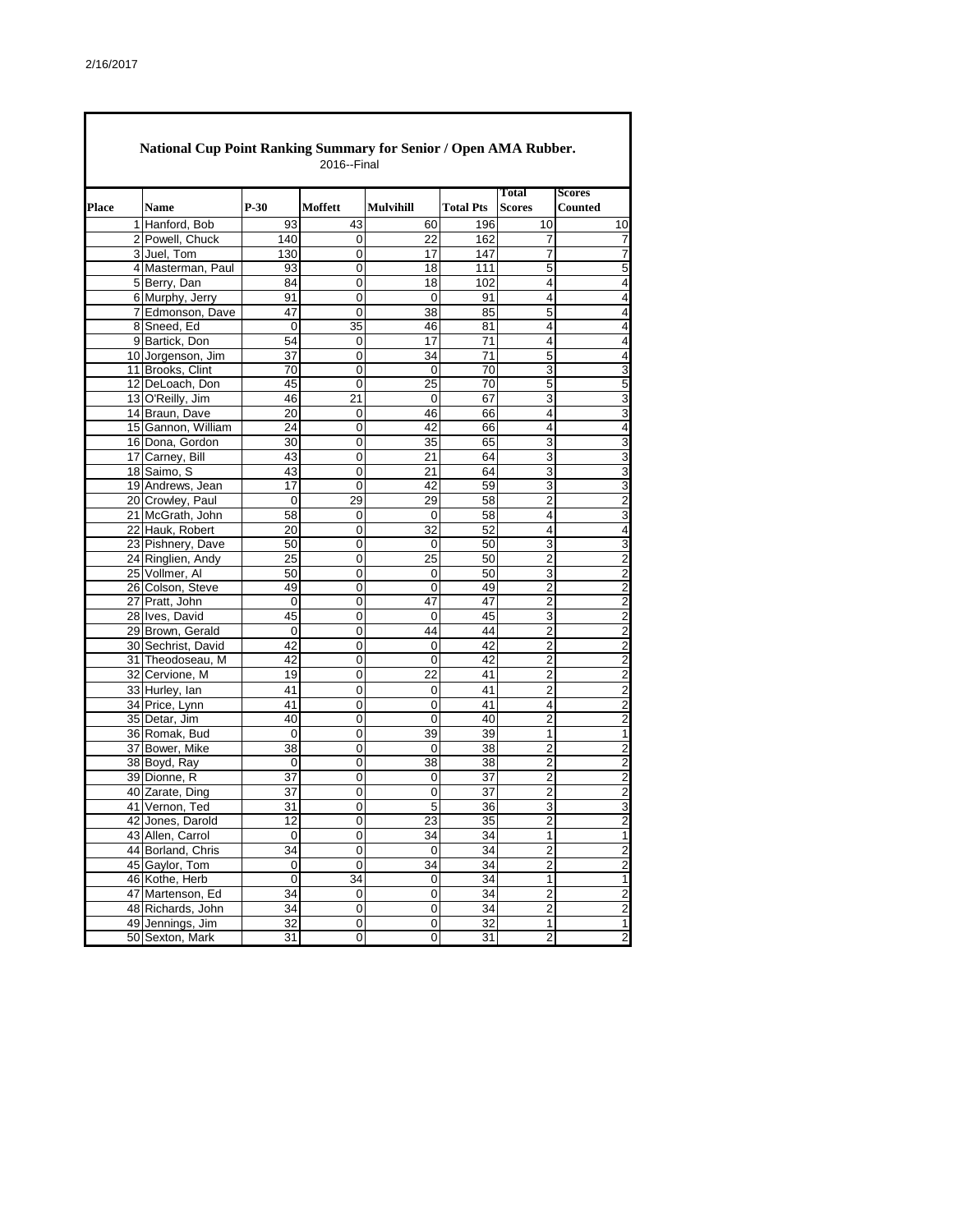## National Cup Point Ranking Summary for Senior / Open AMA Rubber.

2016--Final

| Place | Name | P-30 | Moffett | Mulvihill | Total Pts | Total Scores | Scores Counted |
|---|---|---|---|---|---|---|---|
| 1 | Hanford, Bob | 93 | 43 | 60 | 196 | 10 | 10 |
| 2 | Powell, Chuck | 140 | 0 | 22 | 162 | 7 | 7 |
| 3 | Juel, Tom | 130 | 0 | 17 | 147 | 7 | 7 |
| 4 | Masterman, Paul | 93 | 0 | 18 | 111 | 5 | 5 |
| 5 | Berry, Dan | 84 | 0 | 18 | 102 | 4 | 4 |
| 6 | Murphy, Jerry | 91 | 0 | 0 | 91 | 4 | 4 |
| 7 | Edmonson, Dave | 47 | 0 | 38 | 85 | 5 | 4 |
| 8 | Sneed, Ed | 0 | 35 | 46 | 81 | 4 | 4 |
| 9 | Bartick, Don | 54 | 0 | 17 | 71 | 4 | 4 |
| 10 | Jorgenson, Jim | 37 | 0 | 34 | 71 | 5 | 4 |
| 11 | Brooks, Clint | 70 | 0 | 0 | 70 | 3 | 3 |
| 12 | DeLoach, Don | 45 | 0 | 25 | 70 | 5 | 5 |
| 13 | O'Reilly, Jim | 46 | 21 | 0 | 67 | 3 | 3 |
| 14 | Braun, Dave | 20 | 0 | 46 | 66 | 4 | 3 |
| 15 | Gannon, William | 24 | 0 | 42 | 66 | 4 | 4 |
| 16 | Dona, Gordon | 30 | 0 | 35 | 65 | 3 | 3 |
| 17 | Carney, Bill | 43 | 0 | 21 | 64 | 3 | 3 |
| 18 | Saimo, S | 43 | 0 | 21 | 64 | 3 | 3 |
| 19 | Andrews, Jean | 17 | 0 | 42 | 59 | 3 | 3 |
| 20 | Crowley, Paul | 0 | 29 | 29 | 58 | 2 | 2 |
| 21 | McGrath, John | 58 | 0 | 0 | 58 | 4 | 3 |
| 22 | Hauk, Robert | 20 | 0 | 32 | 52 | 4 | 4 |
| 23 | Pishnery, Dave | 50 | 0 | 0 | 50 | 3 | 3 |
| 24 | Ringlien, Andy | 25 | 0 | 25 | 50 | 2 | 2 |
| 25 | Vollmer, Al | 50 | 0 | 0 | 50 | 3 | 2 |
| 26 | Colson, Steve | 49 | 0 | 0 | 49 | 2 | 2 |
| 27 | Pratt, John | 0 | 0 | 47 | 47 | 2 | 2 |
| 28 | Ives, David | 45 | 0 | 0 | 45 | 3 | 2 |
| 29 | Brown, Gerald | 0 | 0 | 44 | 44 | 2 | 2 |
| 30 | Sechrist, David | 42 | 0 | 0 | 42 | 2 | 2 |
| 31 | Theodoseau, M | 42 | 0 | 0 | 42 | 2 | 2 |
| 32 | Cervione, M | 19 | 0 | 22 | 41 | 2 | 2 |
| 33 | Hurley, Ian | 41 | 0 | 0 | 41 | 2 | 2 |
| 34 | Price, Lynn | 41 | 0 | 0 | 41 | 4 | 2 |
| 35 | Detar, Jim | 40 | 0 | 0 | 40 | 2 | 2 |
| 36 | Romak, Bud | 0 | 0 | 39 | 39 | 1 | 1 |
| 37 | Bower, Mike | 38 | 0 | 0 | 38 | 2 | 2 |
| 38 | Boyd, Ray | 0 | 0 | 38 | 38 | 2 | 2 |
| 39 | Dionne, R | 37 | 0 | 0 | 37 | 2 | 2 |
| 40 | Zarate, Ding | 37 | 0 | 0 | 37 | 2 | 2 |
| 41 | Vernon, Ted | 31 | 0 | 5 | 36 | 3 | 3 |
| 42 | Jones, Darold | 12 | 0 | 23 | 35 | 2 | 2 |
| 43 | Allen, Carrol | 0 | 0 | 34 | 34 | 1 | 1 |
| 44 | Borland, Chris | 34 | 0 | 0 | 34 | 2 | 2 |
| 45 | Gaylor, Tom | 0 | 0 | 34 | 34 | 2 | 2 |
| 46 | Kothe, Herb | 0 | 34 | 0 | 34 | 1 | 1 |
| 47 | Martenson, Ed | 34 | 0 | 0 | 34 | 2 | 2 |
| 48 | Richards, John | 34 | 0 | 0 | 34 | 2 | 2 |
| 49 | Jennings, Jim | 32 | 0 | 0 | 32 | 1 | 1 |
| 50 | Sexton, Mark | 31 | 0 | 0 | 31 | 2 | 2 |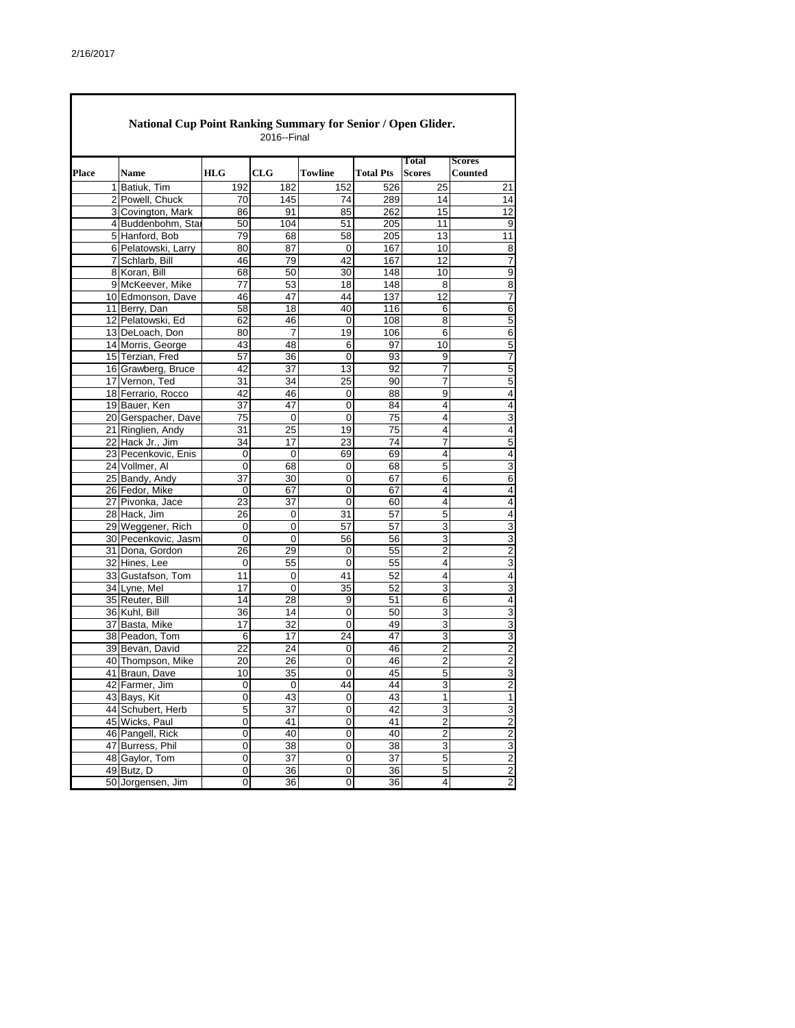# National Cup Point Ranking Summary for Senior / Open Glider.

2016--Final

| Place | Name | HLG | CLG | Towline | Total Pts | Total Scores | Scores Counted |
|---|---|---|---|---|---|---|---|
| 1 | Batiuk, Tim | 192 | 182 | 152 | 526 | 25 | 21 |
| 2 | Powell, Chuck | 70 | 145 | 74 | 289 | 14 | 14 |
| 3 | Covington, Mark | 86 | 91 | 85 | 262 | 15 | 12 |
| 4 | Buddenbohm, Sta | 50 | 104 | 51 | 205 | 11 | 9 |
| 5 | Hanford, Bob | 79 | 68 | 58 | 205 | 13 | 11 |
| 6 | Pelatowski, Larry | 80 | 87 | 0 | 167 | 10 | 8 |
| 7 | Schlarb, Bill | 46 | 79 | 42 | 167 | 12 | 7 |
| 8 | Koran, Bill | 68 | 50 | 30 | 148 | 10 | 9 |
| 9 | McKeever, Mike | 77 | 53 | 18 | 148 | 8 | 8 |
| 10 | Edmonson, Dave | 46 | 47 | 44 | 137 | 12 | 7 |
| 11 | Berry, Dan | 58 | 18 | 40 | 116 | 6 | 6 |
| 12 | Pelatowski, Ed | 62 | 46 | 0 | 108 | 8 | 5 |
| 13 | DeLoach, Don | 80 | 7 | 19 | 106 | 6 | 6 |
| 14 | Morris, George | 43 | 48 | 6 | 97 | 10 | 5 |
| 15 | Terzian, Fred | 57 | 36 | 0 | 93 | 9 | 7 |
| 16 | Grawberg, Bruce | 42 | 37 | 13 | 92 | 7 | 5 |
| 17 | Vernon, Ted | 31 | 34 | 25 | 90 | 7 | 5 |
| 18 | Ferrario, Rocco | 42 | 46 | 0 | 88 | 9 | 4 |
| 19 | Bauer, Ken | 37 | 47 | 0 | 84 | 4 | 4 |
| 20 | Gerspacher, Dave | 75 | 0 | 0 | 75 | 4 | 3 |
| 21 | Ringlien, Andy | 31 | 25 | 19 | 75 | 4 | 4 |
| 22 | Hack Jr., Jim | 34 | 17 | 23 | 74 | 7 | 5 |
| 23 | Pecenkovic, Enis | 0 | 0 | 69 | 69 | 4 | 4 |
| 24 | Vollmer, Al | 0 | 68 | 0 | 68 | 5 | 3 |
| 25 | Bandy, Andy | 37 | 30 | 0 | 67 | 6 | 6 |
| 26 | Fedor, Mike | 0 | 67 | 0 | 67 | 4 | 4 |
| 27 | Pivonka, Jace | 23 | 37 | 0 | 60 | 4 | 4 |
| 28 | Hack, Jim | 26 | 0 | 31 | 57 | 5 | 4 |
| 29 | Weggener, Rich | 0 | 0 | 57 | 57 | 3 | 3 |
| 30 | Pecenkovic, Jasm | 0 | 0 | 56 | 56 | 3 | 3 |
| 31 | Dona, Gordon | 26 | 29 | 0 | 55 | 2 | 2 |
| 32 | Hines, Lee | 0 | 55 | 0 | 55 | 4 | 3 |
| 33 | Gustafson, Tom | 11 | 0 | 41 | 52 | 4 | 4 |
| 34 | Lyne, Mel | 17 | 0 | 35 | 52 | 3 | 3 |
| 35 | Reuter, Bill | 14 | 28 | 9 | 51 | 6 | 4 |
| 36 | Kuhl, Bill | 36 | 14 | 0 | 50 | 3 | 3 |
| 37 | Basta, Mike | 17 | 32 | 0 | 49 | 3 | 3 |
| 38 | Peadon, Tom | 6 | 17 | 24 | 47 | 3 | 3 |
| 39 | Bevan, David | 22 | 24 | 0 | 46 | 2 | 2 |
| 40 | Thompson, Mike | 20 | 26 | 0 | 46 | 2 | 2 |
| 41 | Braun, Dave | 10 | 35 | 0 | 45 | 5 | 3 |
| 42 | Farmer, Jim | 0 | 0 | 44 | 44 | 3 | 2 |
| 43 | Bays, Kit | 0 | 43 | 0 | 43 | 1 | 1 |
| 44 | Schubert, Herb | 5 | 37 | 0 | 42 | 3 | 3 |
| 45 | Wicks, Paul | 0 | 41 | 0 | 41 | 2 | 2 |
| 46 | Pangell, Rick | 0 | 40 | 0 | 40 | 2 | 2 |
| 47 | Burress, Phil | 0 | 38 | 0 | 38 | 3 | 3 |
| 48 | Gaylor, Tom | 0 | 37 | 0 | 37 | 5 | 2 |
| 49 | Butz, D | 0 | 36 | 0 | 36 | 5 | 2 |
| 50 | Jorgensen, Jim | 0 | 36 | 0 | 36 | 4 | 2 |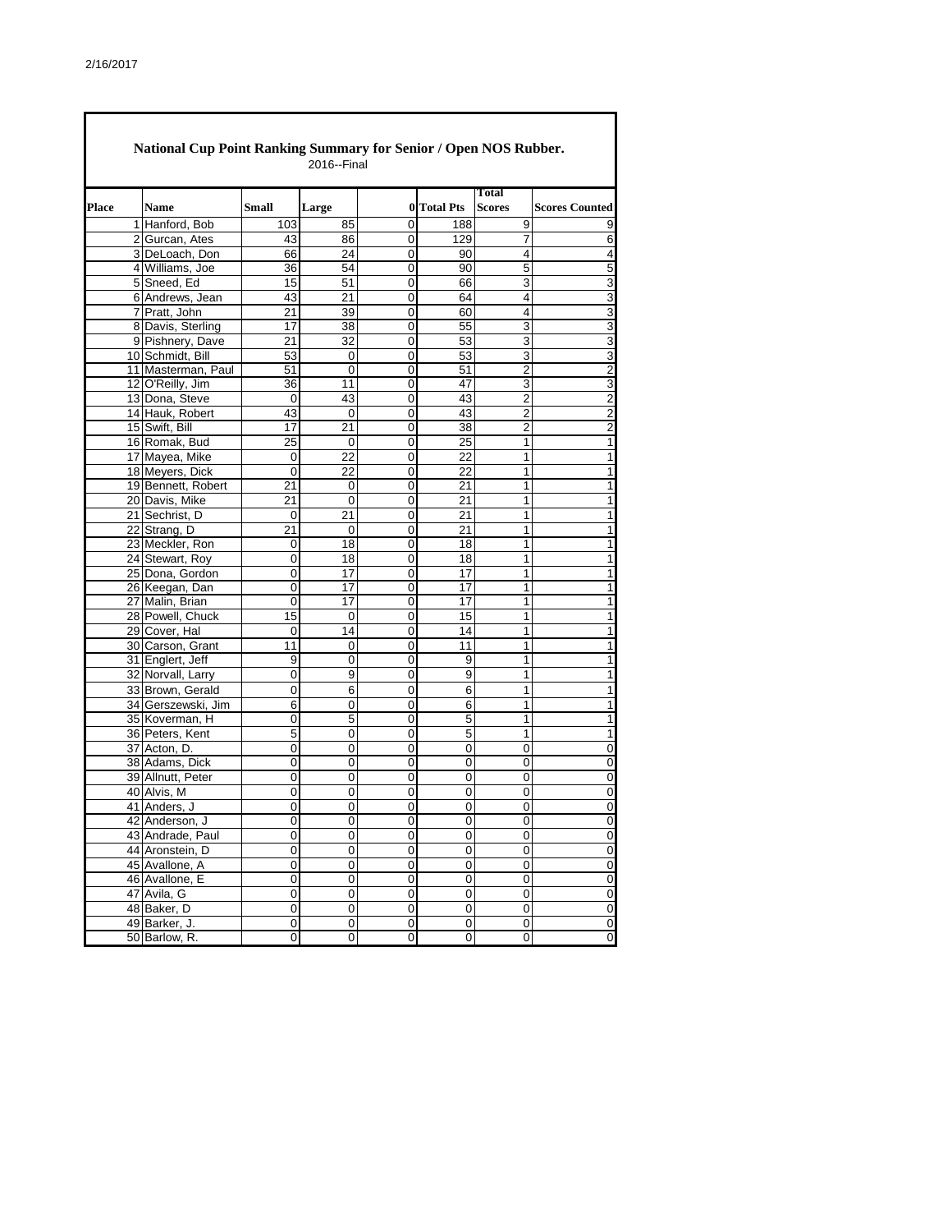2/16/2017

## National Cup Point Ranking Summary for Senior / Open NOS Rubber.

2016--Final

| Place | Name | Small | Large | 0 | Total Pts | Total Scores | Scores Counted |
|---|---|---|---|---|---|---|---|
| 1 | Hanford, Bob | 103 | 85 | 0 | 188 | 9 | 9 |
| 2 | Gurcan, Ates | 43 | 86 | 0 | 129 | 7 | 6 |
| 3 | DeLoach, Don | 66 | 24 | 0 | 90 | 4 | 4 |
| 4 | Williams, Joe | 36 | 54 | 0 | 90 | 5 | 5 |
| 5 | Sneed, Ed | 15 | 51 | 0 | 66 | 3 | 3 |
| 6 | Andrews, Jean | 43 | 21 | 0 | 64 | 4 | 3 |
| 7 | Pratt, John | 21 | 39 | 0 | 60 | 4 | 3 |
| 8 | Davis, Sterling | 17 | 38 | 0 | 55 | 3 | 3 |
| 9 | Pishnery, Dave | 21 | 32 | 0 | 53 | 3 | 3 |
| 10 | Schmidt, Bill | 53 | 0 | 0 | 53 | 3 | 3 |
| 11 | Masterman, Paul | 51 | 0 | 0 | 51 | 2 | 2 |
| 12 | O'Reilly, Jim | 36 | 11 | 0 | 47 | 3 | 3 |
| 13 | Dona, Steve | 0 | 43 | 0 | 43 | 2 | 2 |
| 14 | Hauk, Robert | 43 | 0 | 0 | 43 | 2 | 2 |
| 15 | Swift, Bill | 17 | 21 | 0 | 38 | 2 | 2 |
| 16 | Romak, Bud | 25 | 0 | 0 | 25 | 1 | 1 |
| 17 | Mayea, Mike | 0 | 22 | 0 | 22 | 1 | 1 |
| 18 | Meyers, Dick | 0 | 22 | 0 | 22 | 1 | 1 |
| 19 | Bennett, Robert | 21 | 0 | 0 | 21 | 1 | 1 |
| 20 | Davis, Mike | 21 | 0 | 0 | 21 | 1 | 1 |
| 21 | Sechrist, D | 0 | 21 | 0 | 21 | 1 | 1 |
| 22 | Strang, D | 21 | 0 | 0 | 21 | 1 | 1 |
| 23 | Meckler, Ron | 0 | 18 | 0 | 18 | 1 | 1 |
| 24 | Stewart, Roy | 0 | 18 | 0 | 18 | 1 | 1 |
| 25 | Dona, Gordon | 0 | 17 | 0 | 17 | 1 | 1 |
| 26 | Keegan, Dan | 0 | 17 | 0 | 17 | 1 | 1 |
| 27 | Malin, Brian | 0 | 17 | 0 | 17 | 1 | 1 |
| 28 | Powell, Chuck | 15 | 0 | 0 | 15 | 1 | 1 |
| 29 | Cover, Hal | 0 | 14 | 0 | 14 | 1 | 1 |
| 30 | Carson, Grant | 11 | 0 | 0 | 11 | 1 | 1 |
| 31 | Englert, Jeff | 9 | 0 | 0 | 9 | 1 | 1 |
| 32 | Norvall, Larry | 0 | 9 | 0 | 9 | 1 | 1 |
| 33 | Brown, Gerald | 0 | 6 | 0 | 6 | 1 | 1 |
| 34 | Gerszewski, Jim | 6 | 0 | 0 | 6 | 1 | 1 |
| 35 | Koverman, H | 0 | 5 | 0 | 5 | 1 | 1 |
| 36 | Peters, Kent | 5 | 0 | 0 | 5 | 1 | 1 |
| 37 | Acton, D. | 0 | 0 | 0 | 0 | 0 | 0 |
| 38 | Adams, Dick | 0 | 0 | 0 | 0 | 0 | 0 |
| 39 | Allnutt, Peter | 0 | 0 | 0 | 0 | 0 | 0 |
| 40 | Alvis, M | 0 | 0 | 0 | 0 | 0 | 0 |
| 41 | Anders, J | 0 | 0 | 0 | 0 | 0 | 0 |
| 42 | Anderson, J | 0 | 0 | 0 | 0 | 0 | 0 |
| 43 | Andrade, Paul | 0 | 0 | 0 | 0 | 0 | 0 |
| 44 | Aronstein, D | 0 | 0 | 0 | 0 | 0 | 0 |
| 45 | Avallone, A | 0 | 0 | 0 | 0 | 0 | 0 |
| 46 | Avallone, E | 0 | 0 | 0 | 0 | 0 | 0 |
| 47 | Avila, G | 0 | 0 | 0 | 0 | 0 | 0 |
| 48 | Baker, D | 0 | 0 | 0 | 0 | 0 | 0 |
| 49 | Barker, J. | 0 | 0 | 0 | 0 | 0 | 0 |
| 50 | Barlow, R. | 0 | 0 | 0 | 0 | 0 | 0 |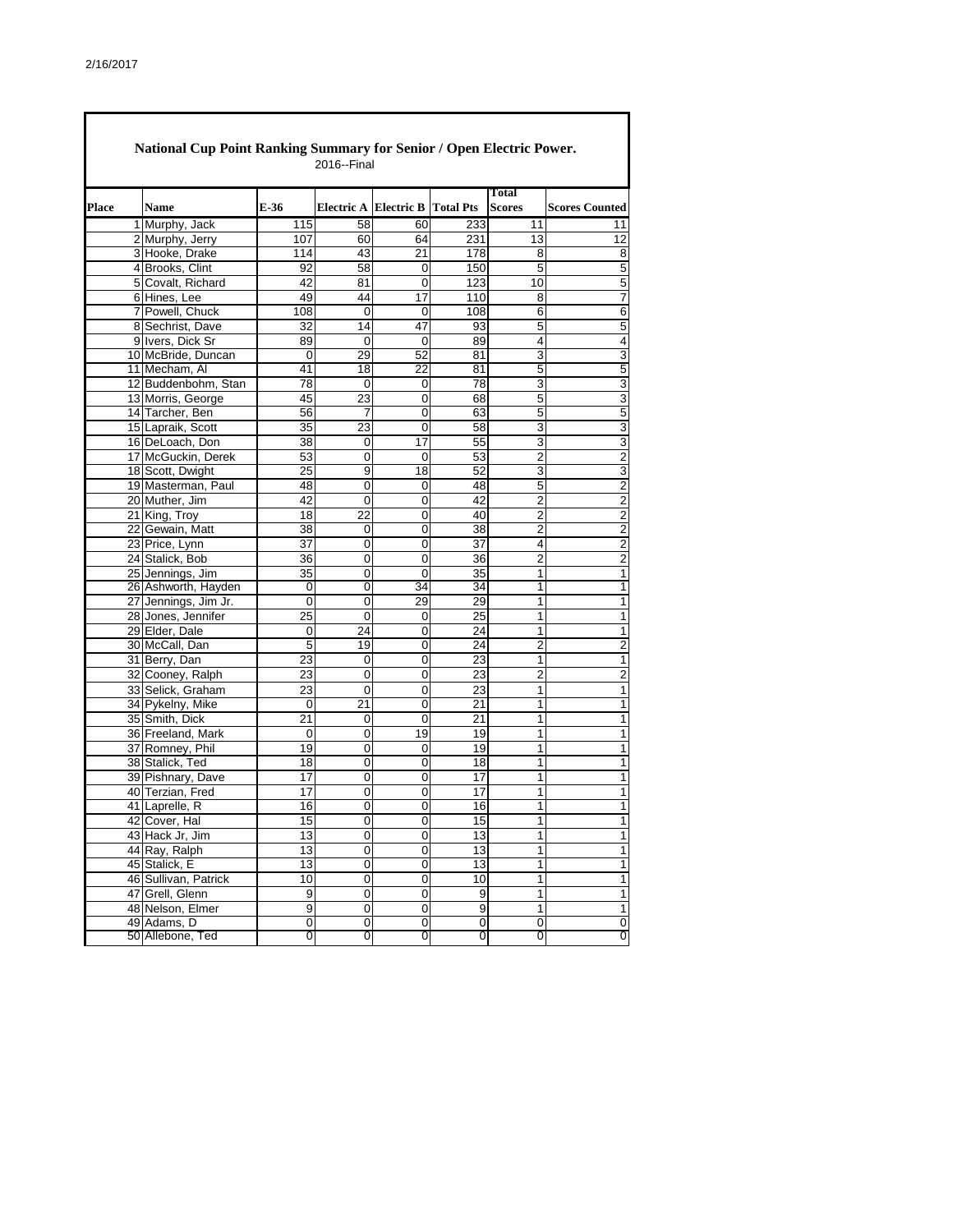# National Cup Point Ranking Summary for Senior / Open Electric Power.

2016--Final

| Place | Name | E-36 | Electric A | Electric B | Total Pts | Total Scores | Scores Counted |
|---|---|---|---|---|---|---|---|
| 1 | Murphy, Jack | 115 | 58 | 60 | 233 | 11 | 11 |
| 2 | Murphy, Jerry | 107 | 60 | 64 | 231 | 13 | 12 |
| 3 | Hooke, Drake | 114 | 43 | 21 | 178 | 8 | 8 |
| 4 | Brooks, Clint | 92 | 58 | 0 | 150 | 5 | 5 |
| 5 | Covalt, Richard | 42 | 81 | 0 | 123 | 10 | 5 |
| 6 | Hines, Lee | 49 | 44 | 17 | 110 | 8 | 7 |
| 7 | Powell, Chuck | 108 | 0 | 0 | 108 | 6 | 6 |
| 8 | Sechrist, Dave | 32 | 14 | 47 | 93 | 5 | 5 |
| 9 | Ivers, Dick Sr | 89 | 0 | 0 | 89 | 4 | 4 |
| 10 | McBride, Duncan | 0 | 29 | 52 | 81 | 3 | 3 |
| 11 | Mecham, Al | 41 | 18 | 22 | 81 | 5 | 5 |
| 12 | Buddenbohm, Stan | 78 | 0 | 0 | 78 | 3 | 3 |
| 13 | Morris, George | 45 | 23 | 0 | 68 | 5 | 3 |
| 14 | Tarcher, Ben | 56 | 7 | 0 | 63 | 5 | 5 |
| 15 | Lapraik, Scott | 35 | 23 | 0 | 58 | 3 | 3 |
| 16 | DeLoach, Don | 38 | 0 | 17 | 55 | 3 | 3 |
| 17 | McGuckin, Derek | 53 | 0 | 0 | 53 | 2 | 2 |
| 18 | Scott, Dwight | 25 | 9 | 18 | 52 | 3 | 3 |
| 19 | Masterman, Paul | 48 | 0 | 0 | 48 | 5 | 2 |
| 20 | Muther, Jim | 42 | 0 | 0 | 42 | 2 | 2 |
| 21 | King, Troy | 18 | 22 | 0 | 40 | 2 | 2 |
| 22 | Gewain, Matt | 38 | 0 | 0 | 38 | 2 | 2 |
| 23 | Price, Lynn | 37 | 0 | 0 | 37 | 4 | 2 |
| 24 | Stalick, Bob | 36 | 0 | 0 | 36 | 2 | 2 |
| 25 | Jennings, Jim | 35 | 0 | 0 | 35 | 1 | 1 |
| 26 | Ashworth, Hayden | 0 | 0 | 34 | 34 | 1 | 1 |
| 27 | Jennings, Jim Jr. | 0 | 0 | 29 | 29 | 1 | 1 |
| 28 | Jones, Jennifer | 25 | 0 | 0 | 25 | 1 | 1 |
| 29 | Elder, Dale | 0 | 24 | 0 | 24 | 1 | 1 |
| 30 | McCall, Dan | 5 | 19 | 0 | 24 | 2 | 2 |
| 31 | Berry, Dan | 23 | 0 | 0 | 23 | 1 | 1 |
| 32 | Cooney, Ralph | 23 | 0 | 0 | 23 | 2 | 2 |
| 33 | Selick, Graham | 23 | 0 | 0 | 23 | 1 | 1 |
| 34 | Pykelny, Mike | 0 | 21 | 0 | 21 | 1 | 1 |
| 35 | Smith, Dick | 21 | 0 | 0 | 21 | 1 | 1 |
| 36 | Freeland, Mark | 0 | 0 | 19 | 19 | 1 | 1 |
| 37 | Romney, Phil | 19 | 0 | 0 | 19 | 1 | 1 |
| 38 | Stalick, Ted | 18 | 0 | 0 | 18 | 1 | 1 |
| 39 | Pishnary, Dave | 17 | 0 | 0 | 17 | 1 | 1 |
| 40 | Terzian, Fred | 17 | 0 | 0 | 17 | 1 | 1 |
| 41 | Laprelle, R | 16 | 0 | 0 | 16 | 1 | 1 |
| 42 | Cover, Hal | 15 | 0 | 0 | 15 | 1 | 1 |
| 43 | Hack Jr, Jim | 13 | 0 | 0 | 13 | 1 | 1 |
| 44 | Ray, Ralph | 13 | 0 | 0 | 13 | 1 | 1 |
| 45 | Stalick, E | 13 | 0 | 0 | 13 | 1 | 1 |
| 46 | Sullivan, Patrick | 10 | 0 | 0 | 10 | 1 | 1 |
| 47 | Grell, Glenn | 9 | 0 | 0 | 9 | 1 | 1 |
| 48 | Nelson, Elmer | 9 | 0 | 0 | 9 | 1 | 1 |
| 49 | Adams, D | 0 | 0 | 0 | 0 | 0 | 0 |
| 50 | Allebone, Ted | 0 | 0 | 0 | 0 | 0 | 0 |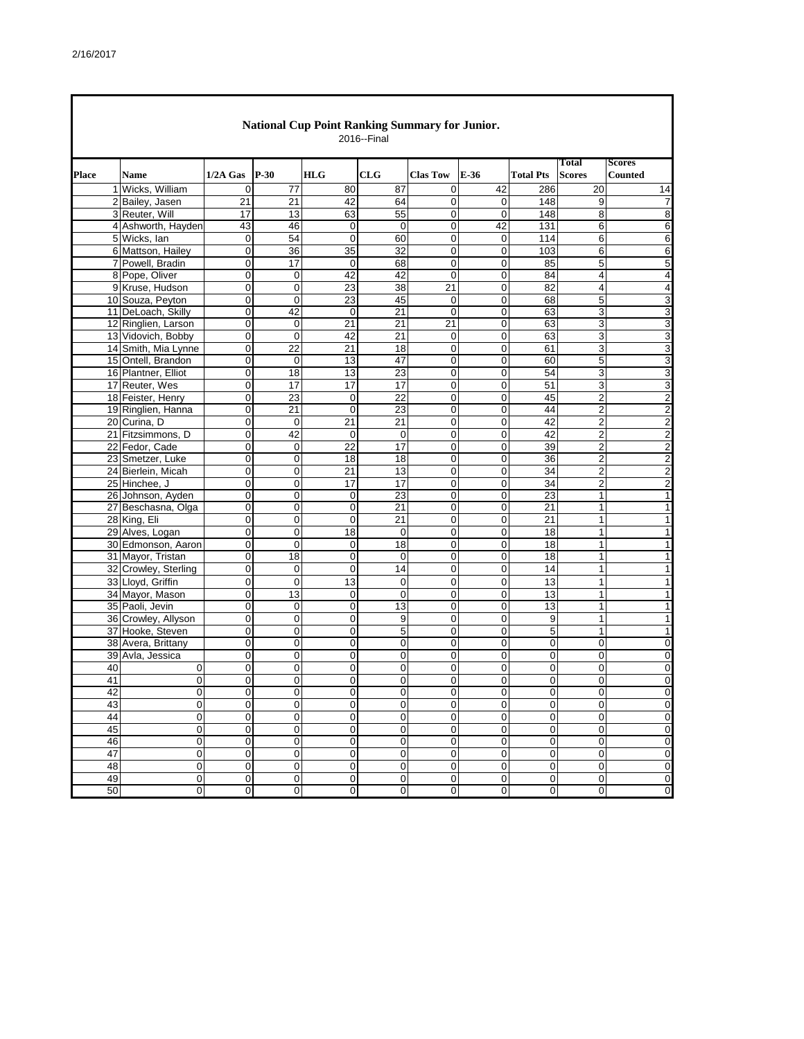2/16/2017

**National Cup Point Ranking Summary for Junior.**

2016--Final

| Place | Name | 1/2A Gas | P-30 | HLG | CLG | Clas Tow | E-36 | Total Pts | Total Scores | Scores Counted |
|---|---|---|---|---|---|---|---|---|---|---|
| 1 | Wicks, William | 0 | 77 | 80 | 87 | 0 | 42 | 286 | 20 | 14 |
| 2 | Bailey, Jasen | 21 | 21 | 42 | 64 | 0 | 0 | 148 | 9 | 7 |
| 3 | Reuter, Will | 17 | 13 | 63 | 55 | 0 | 0 | 148 | 8 | 8 |
| 4 | Ashworth, Hayden | 43 | 46 | 0 | 0 | 0 | 42 | 131 | 6 | 6 |
| 5 | Wicks, Ian | 0 | 54 | 0 | 60 | 0 | 0 | 114 | 6 | 6 |
| 6 | Mattson, Hailey | 0 | 36 | 35 | 32 | 0 | 0 | 103 | 6 | 6 |
| 7 | Powell, Bradin | 0 | 17 | 0 | 68 | 0 | 0 | 85 | 5 | 5 |
| 8 | Pope, Oliver | 0 | 0 | 42 | 42 | 0 | 0 | 84 | 4 | 4 |
| 9 | Kruse, Hudson | 0 | 0 | 23 | 38 | 21 | 0 | 82 | 4 | 4 |
| 10 | Souza, Peyton | 0 | 0 | 23 | 45 | 0 | 0 | 68 | 5 | 3 |
| 11 | DeLoach, Skilly | 0 | 42 | 0 | 21 | 0 | 0 | 63 | 3 | 3 |
| 12 | Ringlien, Larson | 0 | 0 | 21 | 21 | 21 | 0 | 63 | 3 | 3 |
| 13 | Vidovich, Bobby | 0 | 0 | 42 | 21 | 0 | 0 | 63 | 3 | 3 |
| 14 | Smith, Mia Lynne | 0 | 22 | 21 | 18 | 0 | 0 | 61 | 3 | 3 |
| 15 | Ontell, Brandon | 0 | 0 | 13 | 47 | 0 | 0 | 60 | 5 | 3 |
| 16 | Plantner, Elliot | 0 | 18 | 13 | 23 | 0 | 0 | 54 | 3 | 3 |
| 17 | Reuter, Wes | 0 | 17 | 17 | 17 | 0 | 0 | 51 | 3 | 3 |
| 18 | Feister, Henry | 0 | 23 | 0 | 22 | 0 | 0 | 45 | 2 | 2 |
| 19 | Ringlien, Hanna | 0 | 21 | 0 | 23 | 0 | 0 | 44 | 2 | 2 |
| 20 | Curina, D | 0 | 0 | 21 | 21 | 0 | 0 | 42 | 2 | 2 |
| 21 | Fitzsimmons, D | 0 | 42 | 0 | 0 | 0 | 0 | 42 | 2 | 2 |
| 22 | Fedor, Cade | 0 | 0 | 22 | 17 | 0 | 0 | 39 | 2 | 2 |
| 23 | Smetzer, Luke | 0 | 0 | 18 | 18 | 0 | 0 | 36 | 2 | 2 |
| 24 | Bierlein, Micah | 0 | 0 | 21 | 13 | 0 | 0 | 34 | 2 | 2 |
| 25 | Hinchee, J | 0 | 0 | 17 | 17 | 0 | 0 | 34 | 2 | 2 |
| 26 | Johnson, Ayden | 0 | 0 | 0 | 23 | 0 | 0 | 23 | 1 | 1 |
| 27 | Beschasna, Olga | 0 | 0 | 0 | 21 | 0 | 0 | 21 | 1 | 1 |
| 28 | King, Eli | 0 | 0 | 0 | 21 | 0 | 0 | 21 | 1 | 1 |
| 29 | Alves, Logan | 0 | 0 | 18 | 0 | 0 | 0 | 18 | 1 | 1 |
| 30 | Edmonson, Aaron | 0 | 0 | 0 | 18 | 0 | 0 | 18 | 1 | 1 |
| 31 | Mayor, Tristan | 0 | 18 | 0 | 0 | 0 | 0 | 18 | 1 | 1 |
| 32 | Crowley, Sterling | 0 | 0 | 0 | 14 | 0 | 0 | 14 | 1 | 1 |
| 33 | Lloyd, Griffin | 0 | 0 | 13 | 0 | 0 | 0 | 13 | 1 | 1 |
| 34 | Mayor, Mason | 0 | 13 | 0 | 0 | 0 | 0 | 13 | 1 | 1 |
| 35 | Paoli, Jevin | 0 | 0 | 0 | 13 | 0 | 0 | 13 | 1 | 1 |
| 36 | Crowley, Allyson | 0 | 0 | 0 | 9 | 0 | 0 | 9 | 1 | 1 |
| 37 | Hooke, Steven | 0 | 0 | 0 | 5 | 0 | 0 | 5 | 1 | 1 |
| 38 | Avera, Brittany | 0 | 0 | 0 | 0 | 0 | 0 | 0 | 0 | 0 |
| 39 | Avla, Jessica | 0 | 0 | 0 | 0 | 0 | 0 | 0 | 0 | 0 |
| 40 | 0 | 0 | 0 | 0 | 0 | 0 | 0 | 0 | 0 | 0 |
| 41 | 0 | 0 | 0 | 0 | 0 | 0 | 0 | 0 | 0 | 0 |
| 42 | 0 | 0 | 0 | 0 | 0 | 0 | 0 | 0 | 0 | 0 |
| 43 | 0 | 0 | 0 | 0 | 0 | 0 | 0 | 0 | 0 | 0 |
| 44 | 0 | 0 | 0 | 0 | 0 | 0 | 0 | 0 | 0 | 0 |
| 45 | 0 | 0 | 0 | 0 | 0 | 0 | 0 | 0 | 0 | 0 |
| 46 | 0 | 0 | 0 | 0 | 0 | 0 | 0 | 0 | 0 | 0 |
| 47 | 0 | 0 | 0 | 0 | 0 | 0 | 0 | 0 | 0 | 0 |
| 48 | 0 | 0 | 0 | 0 | 0 | 0 | 0 | 0 | 0 | 0 |
| 49 | 0 | 0 | 0 | 0 | 0 | 0 | 0 | 0 | 0 | 0 |
| 50 | 0 | 0 | 0 | 0 | 0 | 0 | 0 | 0 | 0 | 0 |